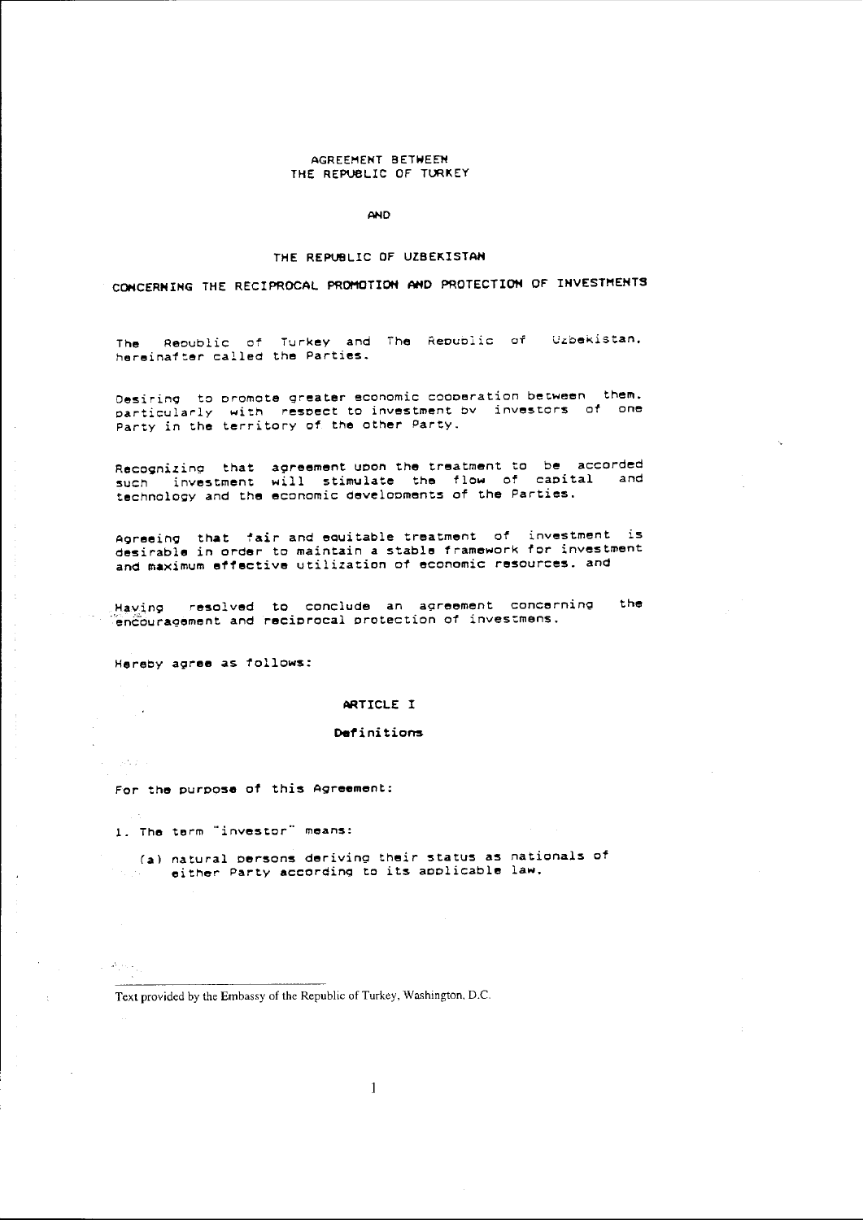# AGREEMENT BETWEEN THE REPUBLIC OF TURKEY

AND

# THE REPUBLIC OF UZBEKISTAN

## CONCERNING THE RECIPROCAL PROMOTION AND PROTECTION OF INVESTMENTS

The Republic of Turkey and The Republic of Uzbekistan, hereinafter called the Parties.

Desiring to promote greater economic cooperation between them, particularly with respect to investment by investors of one Party in the territory of the other Party.

Recognizing that agreement upon the treatment to be accorded such investment will stimulate the flow of capital and technology and the economic developments of the Parties.

Agreeing that fair and equitable treatment of investment is desirable in order to maintain a stable framework for investment and maximum effective utilization of economic resources, and

Having resolved to conclude an agreement concerning the encouragement and reciprocal protection of investmens.

Hereby agree as follows:

### ARTICLE I

### Definitions

For the purpose of this Agreement:

1. The term "investor" means:

   (a) natural persons deriving their status as nationals of either Party according to its applicable law.

Text provided by the Embassy of the Republic of Turkey, Washington, D.C.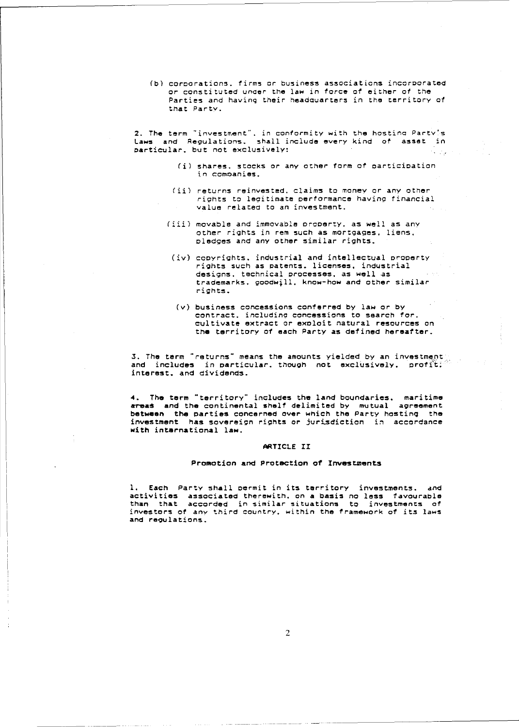(b) corporations, firms or business associations incorporated or constituted under the law in force of either of the Parties and having their headquarters in the territory of that Party.

2. The term "investment", in conformity with the hosting Party's Laws and Regulations, shall include every kind of asset in particular, but not exclusively:

(i) shares, stocks or any other form of participation in companies.

(ii) returns reinvested, claims to money or any other rights to legitimate performance having financial value related to an investment.

(iii) movable and immovable property, as well as any other rights in rem such as mortgages, liens, pledges and any other similar rights.

(iv) copyrights, industrial and intellectual property rights such as patents, licenses, industrial designs, technical processes, as well as trademarks, goodwill, know-how and other similar rights.

(v) business concessions conferred by law or by contract, including concessions to search for, cultivate extract or exploit natural resources on the territory of each Party as defined hereafter.

3. The term "returns" means the amounts yielded by an investment and includes in particular, though not exclusively, profit, interest, and dividends.

4. The term "territory" includes the land boundaries, maritime areas and the continental shelf delimited by mutual agreement between the parties concerned over which the Party hosting the investment has sovereign rights or jurisdiction in accordance with international law.

## ARTICLE II

### Promotion and Protection of Investments

1. Each Party shall permit in its territory investments, and activities associated therewith, on a basis no less favourable than that accorded in similar situations to investments of investors of any third country, within the framework of its laws and regulations.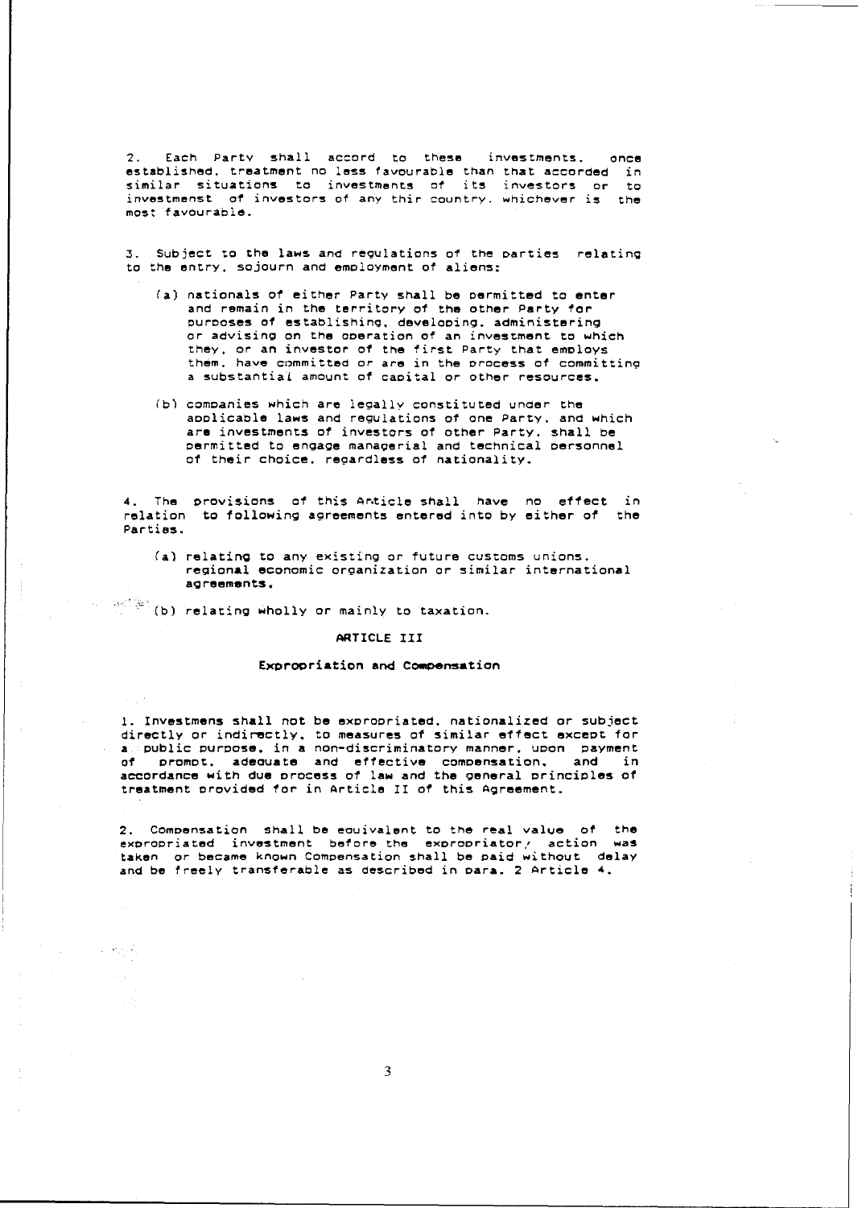2. Each Party shall accord to these investments, once established, treatment no less favourable than that accorded in similar situations to investments of its investors or to investmenst of investors of any thir country, whichever is the most favourable.

3. Subject to the laws and regulations of the parties relating to the entry, sojourn and employment of aliens:

(a) nationals of either Party shall be permitted to enter and remain in the territory of the other Party for purposes of establishing, developing, administering or advising on the operation of an investment to which they, or an investor of the first Party that employs them, have committed or are in the process of committing a substantial amount of capital or other resources.

(b) companies which are legally constituted under the applicable laws and regulations of one Party, and which are investments of investors of other Party, shall be permitted to engage managerial and technical personnel of their choice, regardless of nationality.

4. The provisions of this Article shall have no effect in relation to following agreements entered into by either of the Parties.

(a) relating to any existing or future customs unions, regional economic organization or similar international agreements,

(b) relating wholly or mainly to taxation.

## ARTICLE III

### Expropriation and Compensation

1. Investmens shall not be expropriated, nationalized or subject directly or indirectly, to measures of similar effect except for a public purpose, in a non-discriminatory manner, upon payment of prompt, adequate and effective compensation, and in accordance with due process of law and the general principles of treatment provided for in Article II of this Agreement.

2. Compensation shall be equivalent to the real value of the expropriated investment before the expropriatory action was taken or became known Compensation shall be paid without delay and be freely transferable as described in para. 2 Article 4.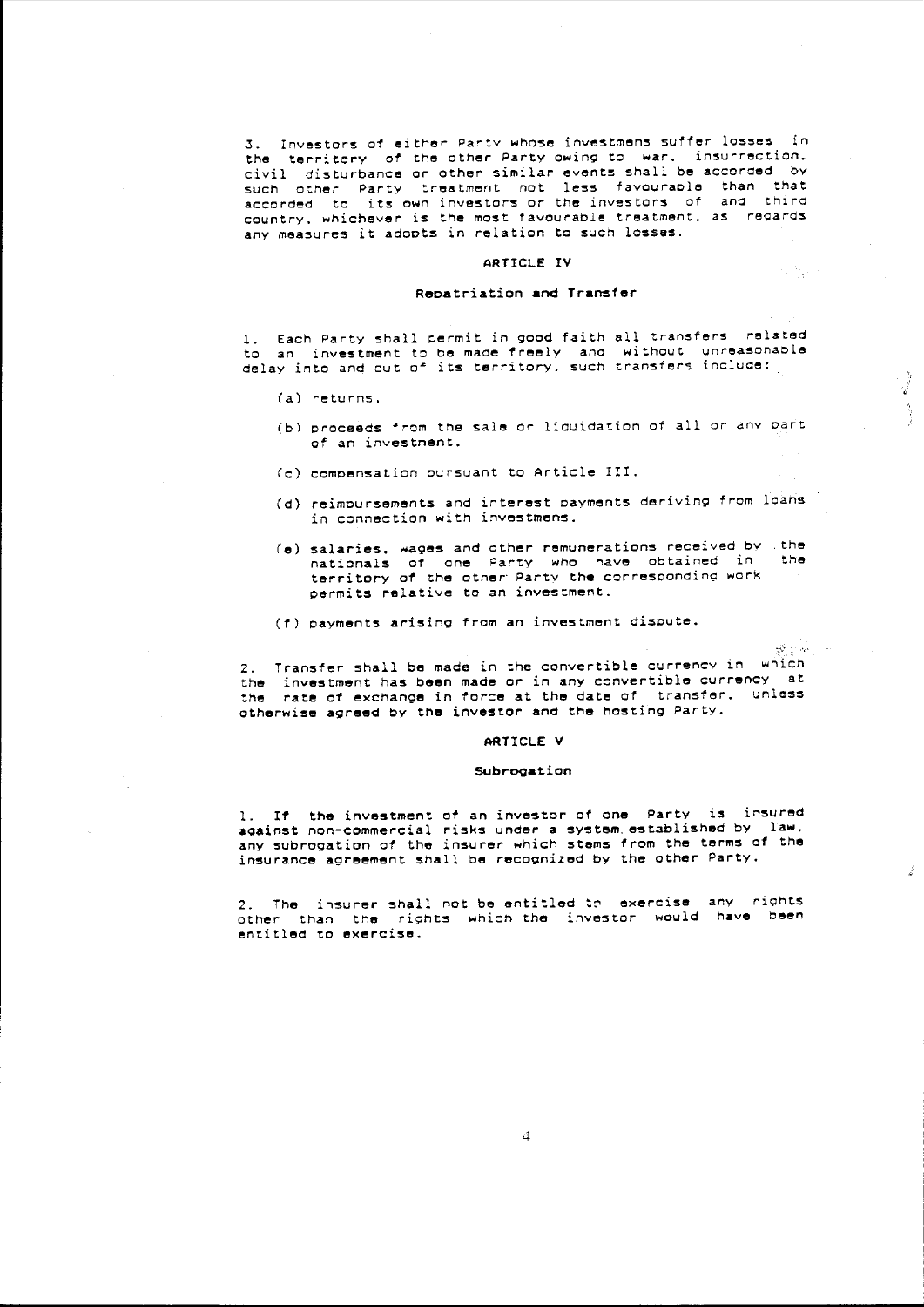3. Investors of either Party whose investmens suffer losses in the territory of the other Party owing to war, insurrection, civil disturbance or other similar events shall be accorded by such other Party treatment not less favourable than that accorded to its own investors or the investors of and third country, whichever is the most favourable treatment, as regards any measures it adopts in relation to such losses.

## ARTICLE IV

### Repatriation and Transfer

1. Each Party shall permit in good faith all transfers related to an investment to be made freely and without unreasonable delay into and out of its territory. such transfers include:

   (a) returns.

   (b) proceeds from the sale or liquidation of all or any part of an investment.

   (c) compensation pursuant to Article III.

   (d) reimbursements and interest payments deriving from loans in connection with investmens.

   (e) salaries, wages and other remunerations received by the nationals of one Party who have obtained in the territory of the other Party the corresponding work permits relative to an investment.

   (f) payments arising from an investment dispute.

2. Transfer shall be made in the convertible currency in which the investment has been made or in any convertible currency at the rate of exchange in force at the date of transfer, unless otherwise agreed by the investor and the hosting Party.

## ARTICLE V

### Subrogation

1. If the investment of an investor of one Party is insured against non-commercial risks under a system established by law, any subrogation of the insurer which stems from the terms of the insurance agreement shall be recognized by the other Party.

2. The insurer shall not be entitled to exercise any rights other than the rights which the investor would have been entitled to exercise.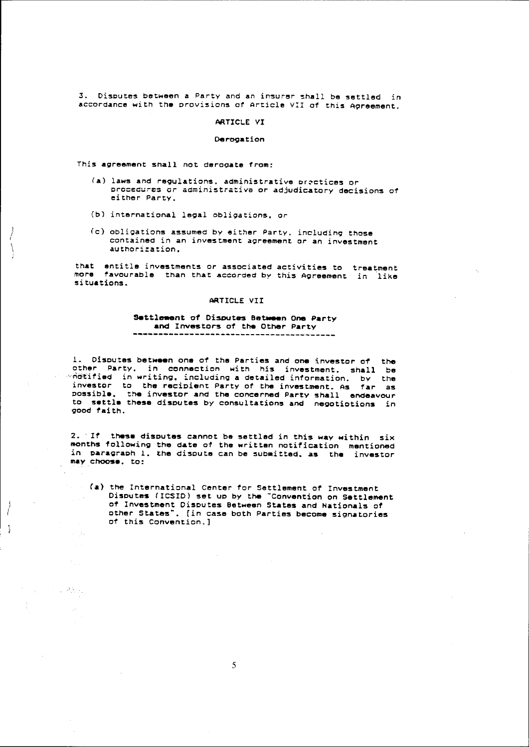3. Disputes between a Party and an insurer shall be settled in accordance with the provisions of Article VII of this Agreement.

## ARTICLE VI

### Derogation

This agreement shall not derogate from:

(a) laws and regulations, administrative practices or procedures or administrative or adjudicatory decisions of either Party,

(b) international legal obligations, or

(c) obligations assumed by either Party, including those contained in an investment agreement or an investment authorization,

that entitle investments or associated activities to treatment more favourable than that accorded by this Agreement in like situations.

## ARTICLE VII

### Settlement of Disputes Between One Party and Investors of the Other Party

1. Disputes between one of the Parties and one investor of the other Party, in connection with his investment, shall be notified in writing, including a detailed information, by the investor to the recipient Party of the investment. As far as possible, the investor and the concerned Party shall endeavour to settle these disputes by consultations and negotiotions in good faith.

2. If these disputes cannot be settled in this way within six months following the date of the written notification mentioned in paragraph 1, the dispute can be submitted, as the investor may choose, to:

(a) the International Center for Settlement of Investment Disputes (ICSID) set up by the "Convention on Settlement of Investment Disputes Between States and Nationals of other States". [in case both Parties become signatories of this Convention.]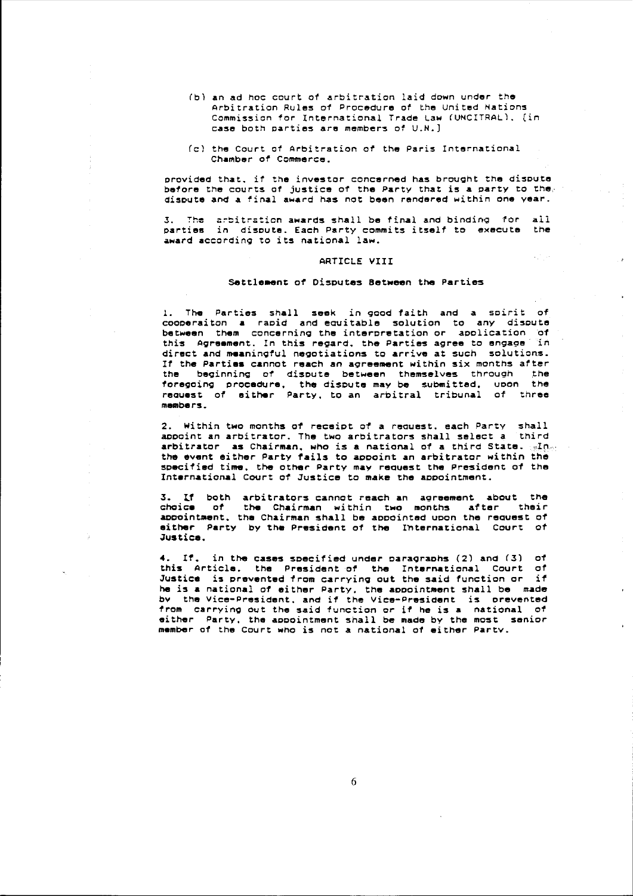(b) an ad hoc court of arbitration laid down under the Arbitration Rules of Procedure of the United Nations Commission for International Trade Law (UNCITRAL). [in case both parties are members of U.N.]

(c) the Court of Arbitration of the Paris International Chamber of Commerce.

provided that, if the investor concerned has brought the dispute before the courts of justice of the Party that is a party to the dispute and a final award has not been rendered within one year.

3. The arbitration awards shall be final and binding for all parties in dispute. Each Party commits itself to execute the award according to its national law.

## ARTICLE VIII

### Settlement of Disputes Between the Parties

1. The Parties shall seek in good faith and a spirit of cooperaiton a rapid and equitable solution to any dispute between them concerning the interpretation or application of this Agreement. In this regard, the Parties agree to engage in direct and meaningful negotiations to arrive at such solutions. If the Parties cannot reach an agreement within six months after the beginning of dispute between themselves through the foregoing procedure, the dispute may be submitted, upon the request of either Party, to an arbitral tribunal of three members.

2. Within two months of receipt of a request, each Party shall appoint an arbitrator. The two arbitrators shall select a third arbitrator as Chairman, who is a national of a third State. In the event either Party fails to appoint an arbitrator within the specified time, the other Party may request the President of the International Court of Justice to make the appointment.

3. If both arbitrators cannot reach an agreement about the choice of the Chairman within two months after their appointment, the Chairman shall be appointed upon the request of either Party by the President of the International Court of Justice.

4. If, in the cases specified under paragraphs (2) and (3) of this Article, the President of the International Court of Justice is prevented from carrying out the said function or if he is a national of either Party, the appointment shall be made by the Vice-President, and if the Vice-President is prevented from carrying out the said function or if he is a national of either Party, the appointment shall be made by the most senior member of the Court who is not a national of either Party.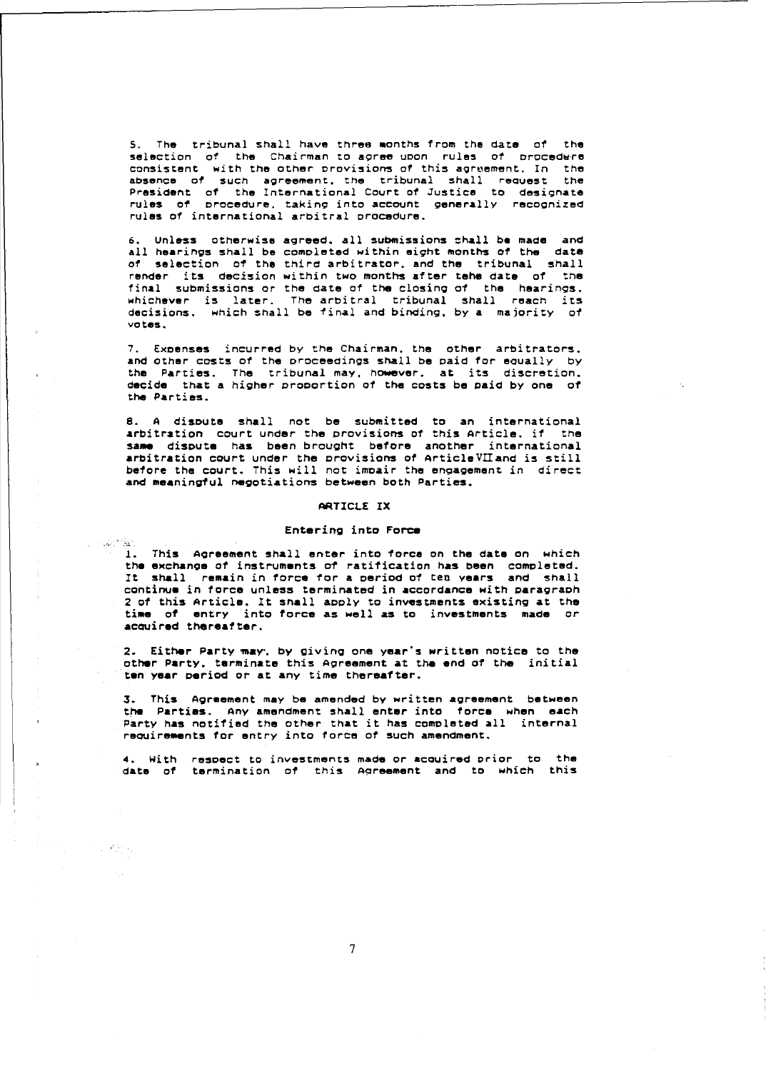5. The tribunal shall have three months from the date of the selection of the Chairman to agree upon rules of procedure consistent with the other provisions of this agreement. In the absence of such agreement, the tribunal shall request the President of the International Court of Justice to designate rules of procedure, taking into account generally recognized rules of international arbitral procedure.

6. Unless otherwise agreed, all submissions shall be made and all hearings shall be completed within eight months of the date of selection of the third arbitrator, and the tribunal shall render its decision within two months after tehe date of the final submissions or the date of the closing of the hearings, whichever is later. The arbitral tribunal shall reach its decisions, which shall be final and binding, by a majority of votes.

7. Expenses incurred by the Chairman, the other arbitrators, and other costs of the proceedings shall be paid for equally by the Parties. The tribunal may, however, at its discretion, decide that a higher proportion of the costs be paid by one of the Parties.

8. A dispute shall not be submitted to an international arbitration court under the provisions of this Article, if the same dispute has been brought before another international arbitration court under the provisions of Article VII and is still before the court. This will not impair the engagement in direct and meaningful negotiations between both Parties.

## ARTICLE IX

### Entering into Force

1. This Agreement shall enter into force on the date on which the exchange of instruments of ratification has been completed. It shall remain in force for a period of ten years and shall continue in force unless terminated in accordance with paragraph 2 of this Article. It shall apply to investments existing at the time of entry into force as well as to investments made or acquired thereafter.

2. Either Party may, by giving one year's written notice to the other Party, terminate this Agreement at the end of the initial ten year period or at any time thereafter.

3. This Agreement may be amended by written agreement between the Parties. Any amendment shall enter into force when each Party has notified the other that it has completed all internal requirements for entry into force of such amendment.

4. With respect to investments made or acquired prior to the date of termination of this Agreement and to which this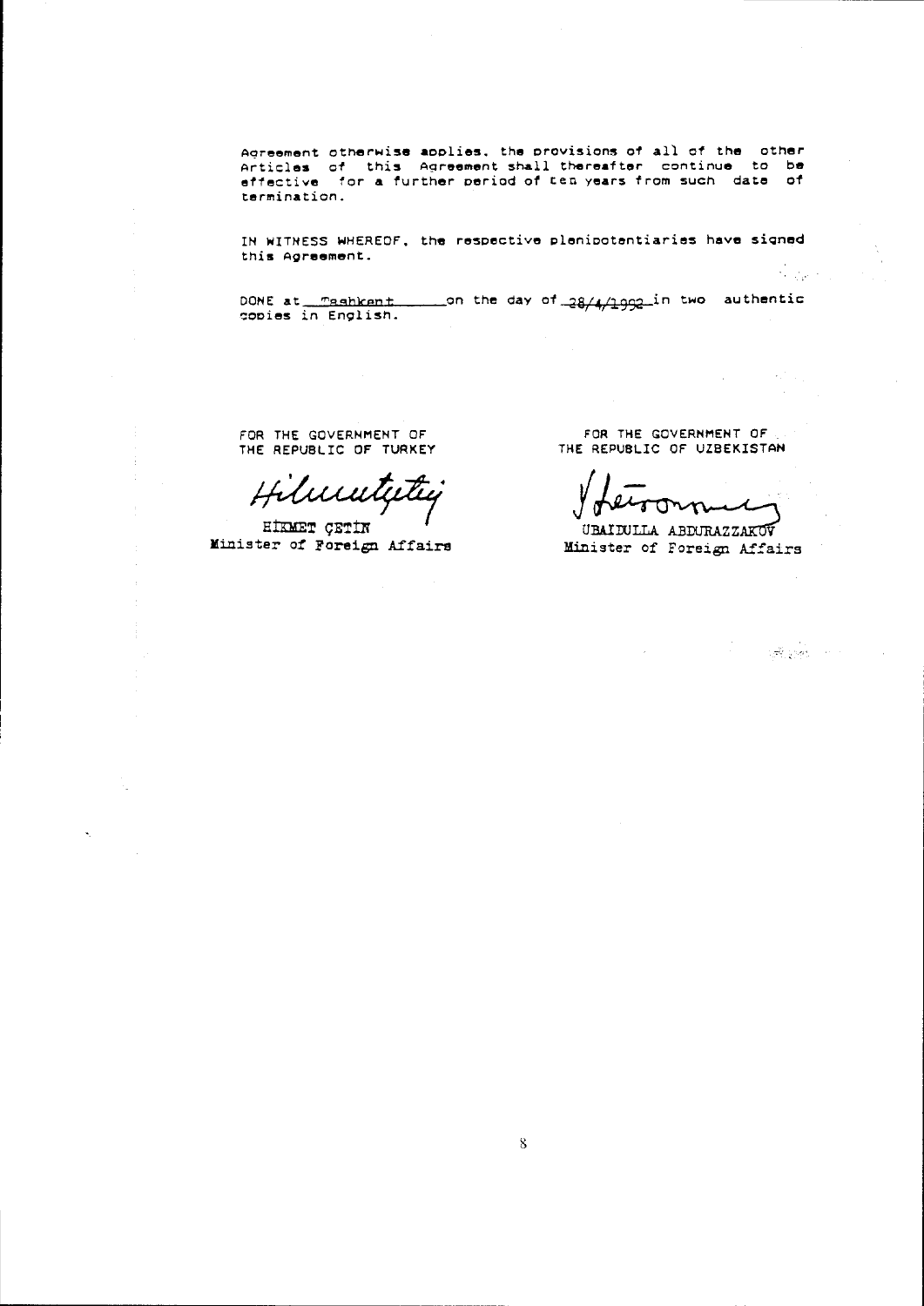Agreement otherwise applies, the provisions of all of the other Articles of this Agreement shall thereafter continue to be effective for a further period of ten years from such date of termination.

IN WITNESS WHEREOF, the respective plenipotentiaries have signed this Agreement.

DONE at Tashkent on the day of 28/4/1992 in two authentic copies in English.

| | |
|---|---|
| FOR THE GOVERNMENT OF THE REPUBLIC OF TURKEY | FOR THE GOVERNMENT OF THE REPUBLIC OF UZBEKISTAN |
| HİKMET ÇETİN | UBAIDULLA ABDURAZZAKOV |
| Minister of Foreign Affairs | Minister of Foreign Affairs |